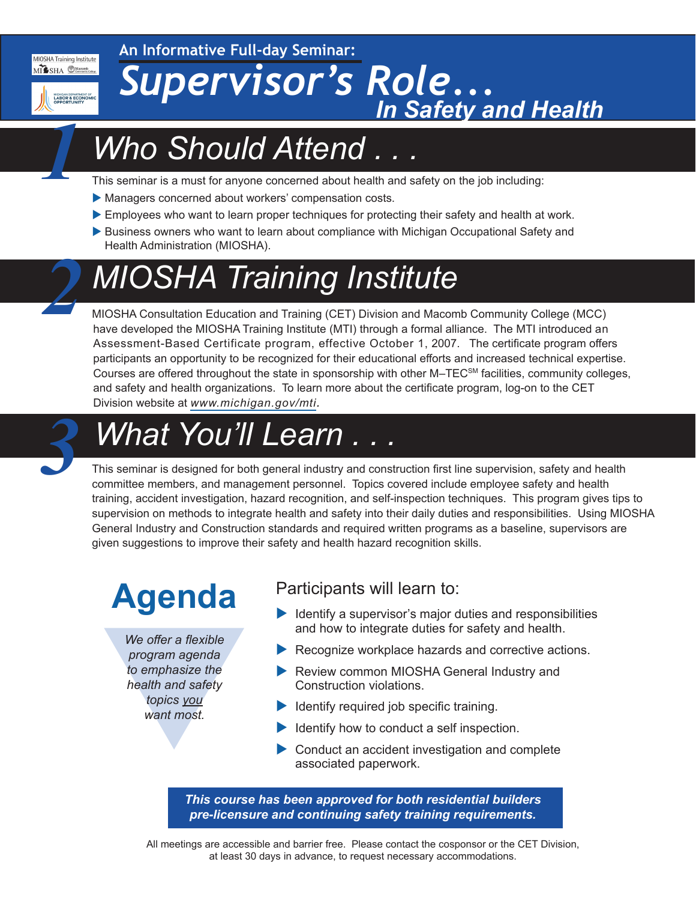An Informative Full-day Seminar:

# Supervisor's Role...
## In Safety and Health

## 1 Who Should Attend . . .

This seminar is a must for anyone concerned about health and safety on the job including:

- Managers concerned about workers' compensation costs.
- Employees who want to learn proper techniques for protecting their safety and health at work.
- Business owners who want to learn about compliance with Michigan Occupational Safety and Health Administration (MIOSHA).

## 2 MIOSHA Training Institute

MIOSHA Consultation Education and Training (CET) Division and Macomb Community College (MCC) have developed the MIOSHA Training Institute (MTI) through a formal alliance. The MTI introduced an Assessment-Based Certificate program, effective October 1, 2007. The certificate program offers participants an opportunity to be recognized for their educational efforts and increased technical expertise. Courses are offered throughout the state in sponsorship with other M–TEC[SM] facilities, community colleges, and safety and health organizations. To learn more about the certificate program, log-on to the CET Division website at *www.michigan.gov/mti*.

## 3 What You'll Learn . . .

This seminar is designed for both general industry and construction first line supervision, safety and health committee members, and management personnel. Topics covered include employee safety and health training, accident investigation, hazard recognition, and self-inspection techniques. This program gives tips to supervision on methods to integrate health and safety into their daily duties and responsibilities. Using MIOSHA General Industry and Construction standards and required written programs as a baseline, supervisors are given suggestions to improve their safety and health hazard recognition skills.

## Agenda

*We offer a flexible program agenda to emphasize the health and safety topics you want most.*

### Participants will learn to:

- Identify a supervisor's major duties and responsibilities and how to integrate duties for safety and health.
- Recognize workplace hazards and corrective actions.
- Review common MIOSHA General Industry and Construction violations.
- Identify required job specific training.
- Identify how to conduct a self inspection.
- Conduct an accident investigation and complete associated paperwork.

***This course has been approved for both residential builders pre-licensure and continuing safety training requirements.***

All meetings are accessible and barrier free. Please contact the cosponsor or the CET Division, at least 30 days in advance, to request necessary accommodations.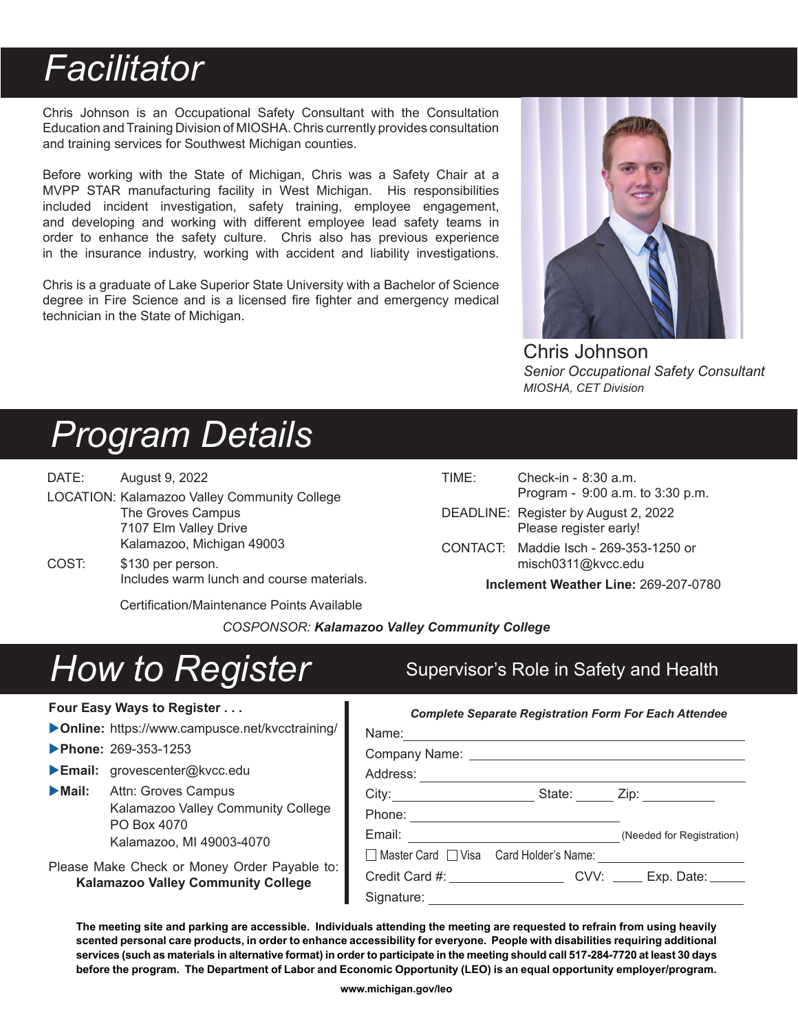# Facilitator

Chris Johnson is an Occupational Safety Consultant with the Consultation Education and Training Division of MIOSHA. Chris currently provides consultation and training services for Southwest Michigan counties.

Before working with the State of Michigan, Chris was a Safety Chair at a MVPP STAR manufacturing facility in West Michigan. His responsibilities included incident investigation, safety training, employee engagement, and developing and working with different employee lead safety teams in order to enhance the safety culture. Chris also has previous experience in the insurance industry, working with accident and liability investigations.

Chris is a graduate of Lake Superior State University with a Bachelor of Science degree in Fire Science and is a licensed fire fighter and emergency medical technician in the State of Michigan.

Chris Johnson
*Senior Occupational Safety Consultant*
*MIOSHA, CET Division*

# Program Details

DATE: August 9, 2022

LOCATION: Kalamazoo Valley Community College
The Groves Campus
7107 Elm Valley Drive
Kalamazoo, Michigan 49003

COST: $130 per person.
Includes warm lunch and course materials.

Certification/Maintenance Points Available

TIME: Check-in - 8:30 a.m.
Program - 9:00 a.m. to 3:30 p.m.

DEADLINE: Register by August 2, 2022
Please register early!

CONTACT: Maddie Isch - 269-353-1250 or misch0311@kvcc.edu

**Inclement Weather Line:** 269-207-0780

COSPONSOR: ***Kalamazoo Valley Community College***

# How to Register

## Supervisor's Role in Safety and Health

**Four Easy Ways to Register . . .**

- **Online:** https://www.campusce.net/kvcctraining/
- **Phone:** 269-353-1253
- **Email:** grovescenter@kvcc.edu
- **Mail:** Attn: Groves Campus
  Kalamazoo Valley Community College
  PO Box 4070
  Kalamazoo, MI 49003-4070

Please Make Check or Money Order Payable to:
**Kalamazoo Valley Community College**

***Complete Separate Registration Form For Each Attendee***

Name: ____________________

Company Name: ____________________

Address: ____________________

City: __________ State: ______ Zip: __________

Phone: ____________________

Email: ____________________ (Needed for Registration)

☐ Master Card ☐ Visa Card Holder's Name: ____________________

Credit Card #: __________ CVV: ______ Exp. Date: ______

Signature: ____________________

**The meeting site and parking are accessible. Individuals attending the meeting are requested to refrain from using heavily scented personal care products, in order to enhance accessibility for everyone. People with disabilities requiring additional services (such as materials in alternative format) in order to participate in the meeting should call 517-284-7720 at least 30 days before the program. The Department of Labor and Economic Opportunity (LEO) is an equal opportunity employer/program.**

**www.michigan.gov/leo**